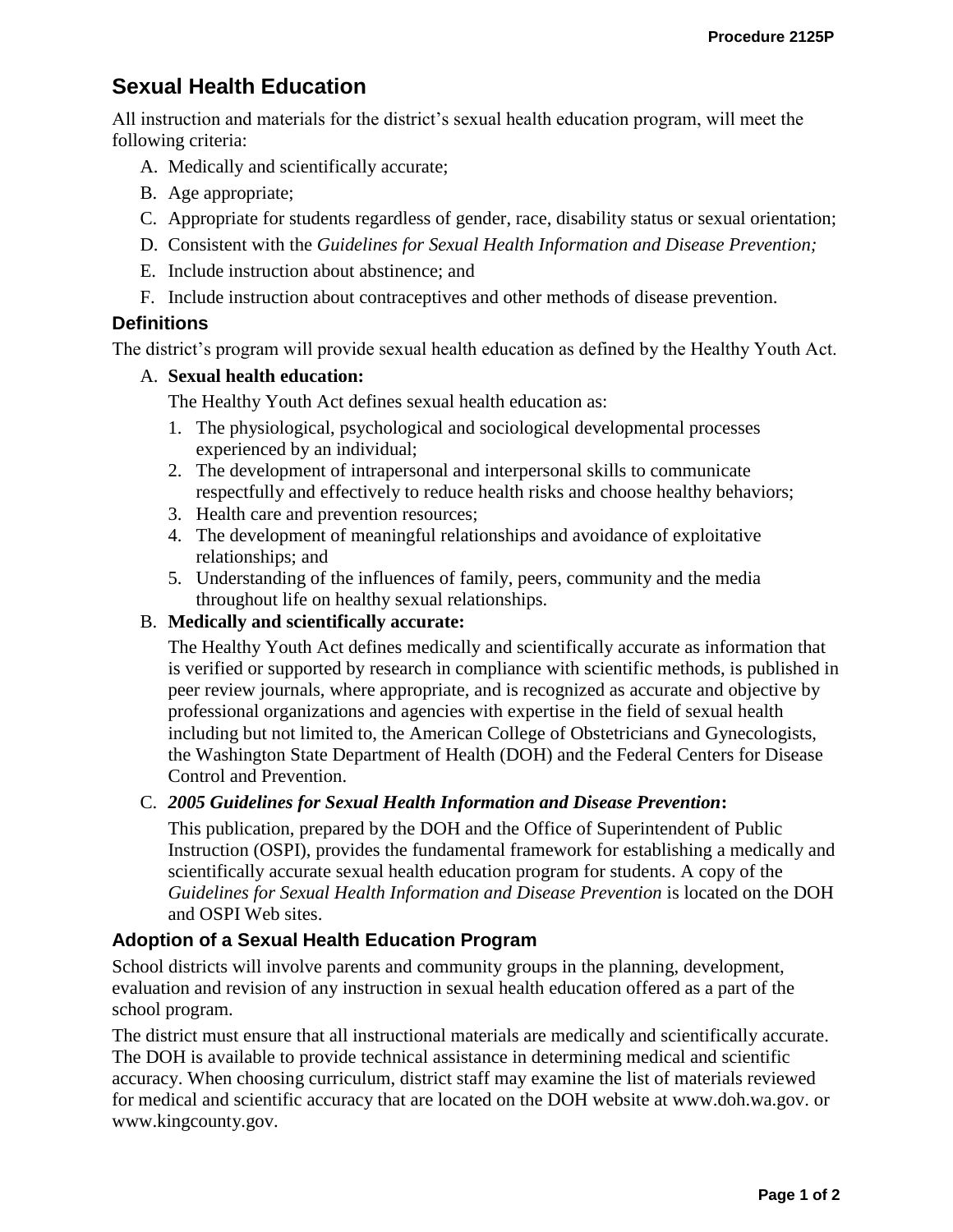# Sexual Health Education

All instruction and materials for the district's sexual health education program, will meet the following criteria:

A. Medically and scientifically accurate;
B. Age appropriate;
C. Appropriate for students regardless of gender, race, disability status or sexual orientation;
D. Consistent with the *Guidelines for Sexual Health Information and Disease Prevention;*
E. Include instruction about abstinence; and
F. Include instruction about contraceptives and other methods of disease prevention.

## Definitions

The district's program will provide sexual health education as defined by the Healthy Youth Act.

A. **Sexual health education:**

   The Healthy Youth Act defines sexual health education as:

   1. The physiological, psychological and sociological developmental processes experienced by an individual;
   2. The development of intrapersonal and interpersonal skills to communicate respectfully and effectively to reduce health risks and choose healthy behaviors;
   3. Health care and prevention resources;
   4. The development of meaningful relationships and avoidance of exploitative relationships; and
   5. Understanding of the influences of family, peers, community and the media throughout life on healthy sexual relationships.

B. **Medically and scientifically accurate:**

   The Healthy Youth Act defines medically and scientifically accurate as information that is verified or supported by research in compliance with scientific methods, is published in peer review journals, where appropriate, and is recognized as accurate and objective by professional organizations and agencies with expertise in the field of sexual health including but not limited to, the American College of Obstetricians and Gynecologists, the Washington State Department of Health (DOH) and the Federal Centers for Disease Control and Prevention.

C. ***2005 Guidelines for Sexual Health Information and Disease Prevention*:**

   This publication, prepared by the DOH and the Office of Superintendent of Public Instruction (OSPI), provides the fundamental framework for establishing a medically and scientifically accurate sexual health education program for students. A copy of the *Guidelines for Sexual Health Information and Disease Prevention* is located on the DOH and OSPI Web sites.

## Adoption of a Sexual Health Education Program

School districts will involve parents and community groups in the planning, development, evaluation and revision of any instruction in sexual health education offered as a part of the school program.

The district must ensure that all instructional materials are medically and scientifically accurate. The DOH is available to provide technical assistance in determining medical and scientific accuracy. When choosing curriculum, district staff may examine the list of materials reviewed for medical and scientific accuracy that are located on the DOH website at www.doh.wa.gov. or www.kingcounty.gov.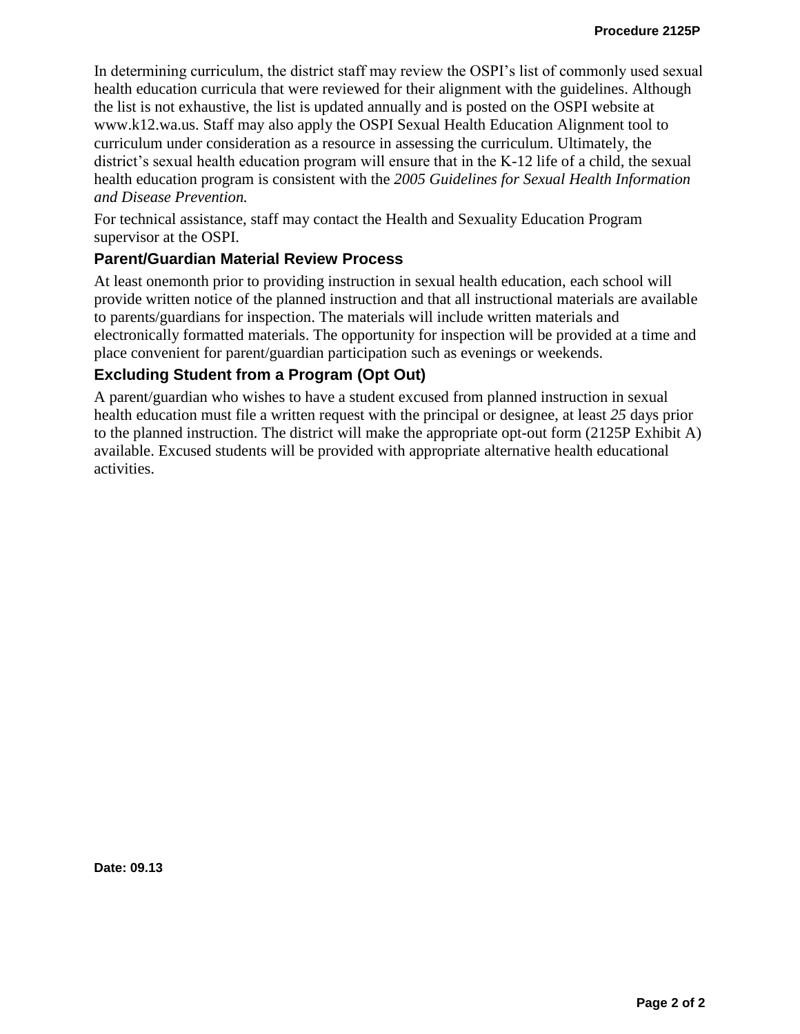In determining curriculum, the district staff may review the OSPI's list of commonly used sexual health education curricula that were reviewed for their alignment with the guidelines. Although the list is not exhaustive, the list is updated annually and is posted on the OSPI website at www.k12.wa.us. Staff may also apply the OSPI Sexual Health Education Alignment tool to curriculum under consideration as a resource in assessing the curriculum. Ultimately, the district's sexual health education program will ensure that in the K-12 life of a child, the sexual health education program is consistent with the *2005 Guidelines for Sexual Health Information and Disease Prevention.*

For technical assistance, staff may contact the Health and Sexuality Education Program supervisor at the OSPI.

## Parent/Guardian Material Review Process

At least onemonth prior to providing instruction in sexual health education, each school will provide written notice of the planned instruction and that all instructional materials are available to parents/guardians for inspection. The materials will include written materials and electronically formatted materials. The opportunity for inspection will be provided at a time and place convenient for parent/guardian participation such as evenings or weekends.

## Excluding Student from a Program (Opt Out)

A parent/guardian who wishes to have a student excused from planned instruction in sexual health education must file a written request with the principal or designee, at least *25* days prior to the planned instruction. The district will make the appropriate opt-out form (2125P Exhibit A) available. Excused students will be provided with appropriate alternative health educational activities.

**Date: 09.13**